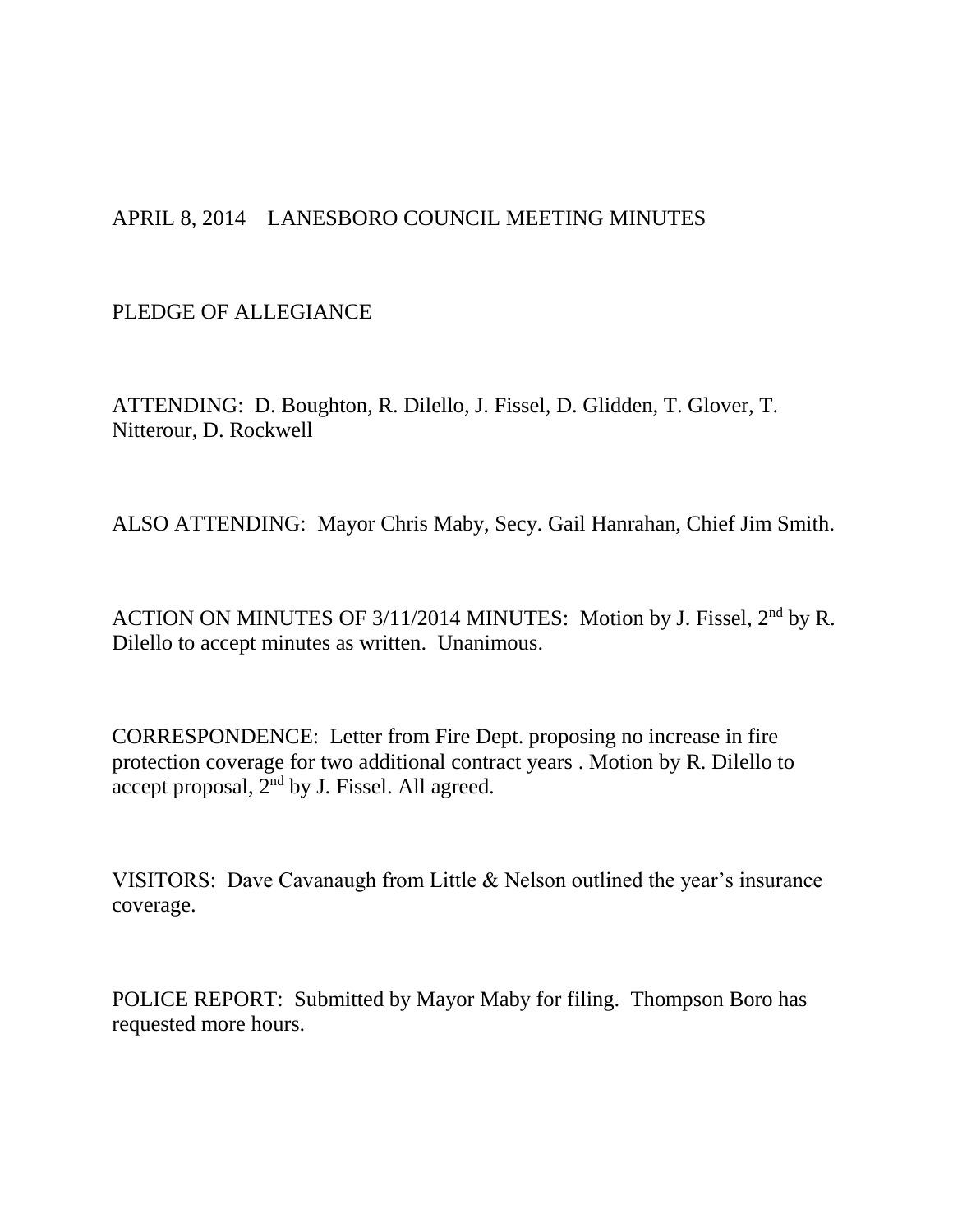# APRIL 8, 2014 LANESBORO COUNCIL MEETING MINUTES

PLEDGE OF ALLEGIANCE

ATTENDING: D. Boughton, R. Dilello, J. Fissel, D. Glidden, T. Glover, T. Nitterour, D. Rockwell

ALSO ATTENDING: Mayor Chris Maby, Secy. Gail Hanrahan, Chief Jim Smith.

ACTION ON MINUTES OF 3/11/2014 MINUTES: Motion by J. Fissel, 2nd by R. Dilello to accept minutes as written. Unanimous.

CORRESPONDENCE: Letter from Fire Dept. proposing no increase in fire protection coverage for two additional contract years . Motion by R. Dilello to accept proposal, 2nd by J. Fissel. All agreed.

VISITORS: Dave Cavanaugh from Little & Nelson outlined the year's insurance coverage.

POLICE REPORT: Submitted by Mayor Maby for filing. Thompson Boro has requested more hours.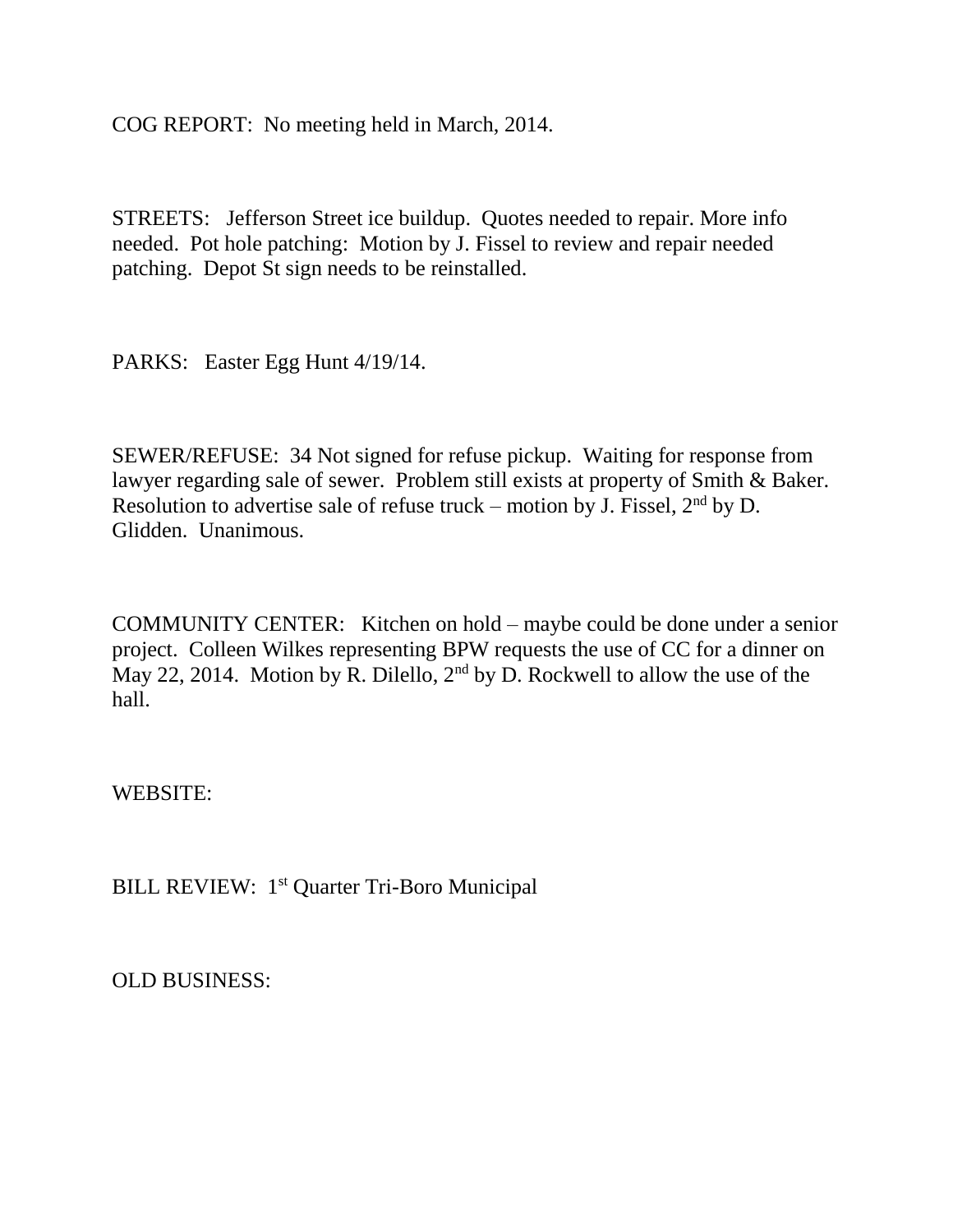COG REPORT: No meeting held in March, 2014.

STREETS: Jefferson Street ice buildup. Quotes needed to repair. More info needed. Pot hole patching: Motion by J. Fissel to review and repair needed patching. Depot St sign needs to be reinstalled.

PARKS: Easter Egg Hunt 4/19/14.

SEWER/REFUSE: 34 Not signed for refuse pickup. Waiting for response from lawyer regarding sale of sewer. Problem still exists at property of Smith & Baker. Resolution to advertise sale of refuse truck – motion by J. Fissel, 2nd by D. Glidden. Unanimous.

COMMUNITY CENTER: Kitchen on hold – maybe could be done under a senior project. Colleen Wilkes representing BPW requests the use of CC for a dinner on May 22, 2014. Motion by R. Dilello, 2nd by D. Rockwell to allow the use of the hall.

WEBSITE:

BILL REVIEW: 1st Quarter Tri-Boro Municipal

OLD BUSINESS: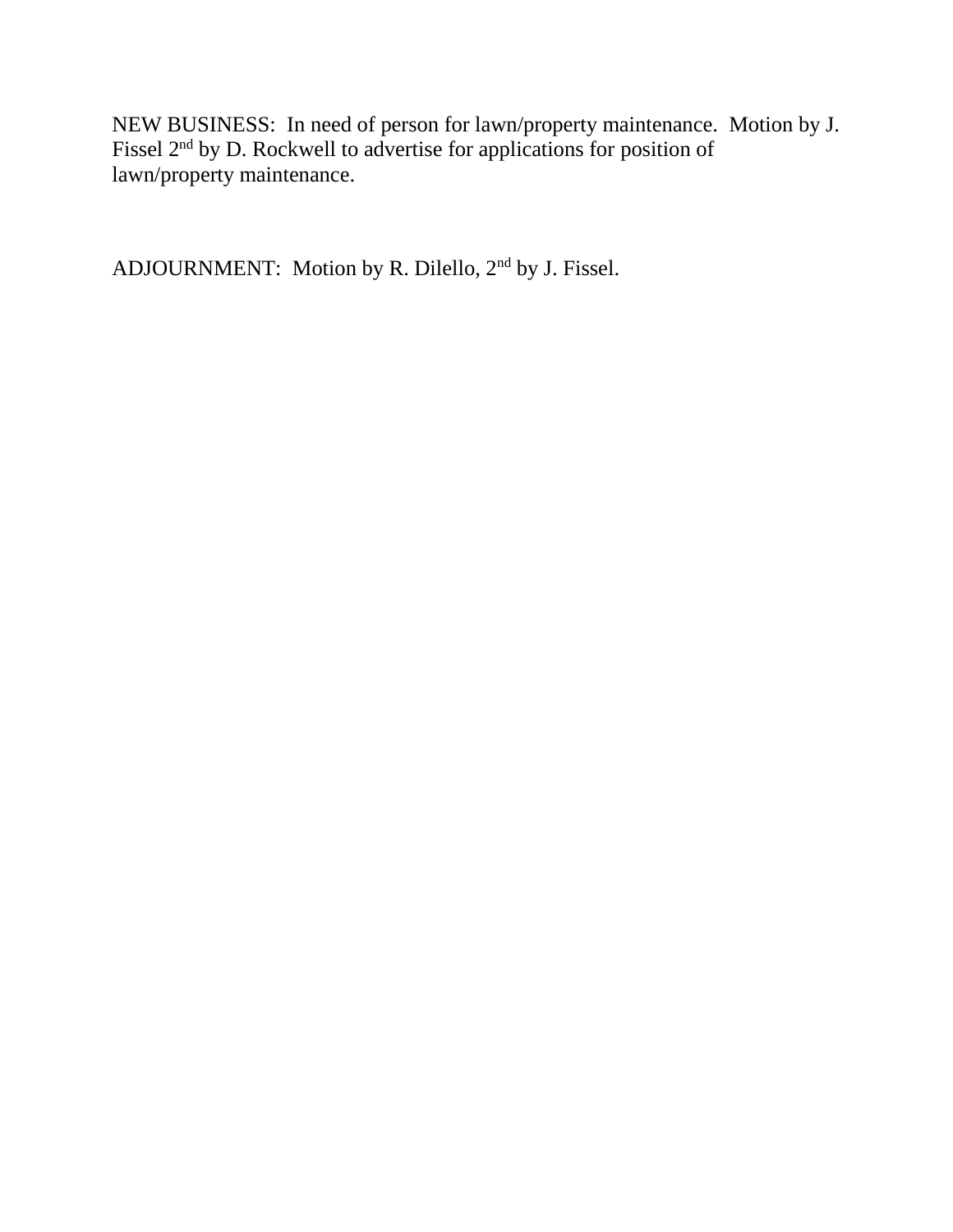NEW BUSINESS: In need of person for lawn/property maintenance. Motion by J. Fissel 2nd by D. Rockwell to advertise for applications for position of lawn/property maintenance.

ADJOURNMENT: Motion by R. Dilello, 2nd by J. Fissel.